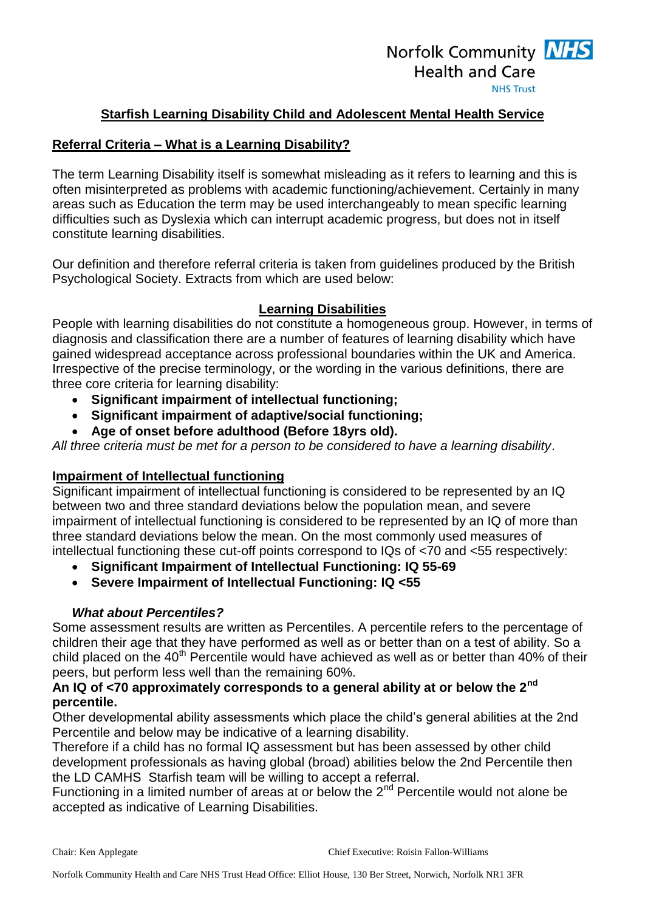## Starfish Learning Disability Child and Adolescent Mental Health Service

### Referral Criteria – What is a Learning Disability?

The term Learning Disability itself is somewhat misleading as it refers to learning and this is often misinterpreted as problems with academic functioning/achievement. Certainly in many areas such as Education the term may be used interchangeably to mean specific learning difficulties such as Dyslexia which can interrupt academic progress, but does not in itself constitute learning disabilities.

Our definition and therefore referral criteria is taken from guidelines produced by the British Psychological Society. Extracts from which are used below:

### Learning Disabilities

People with learning disabilities do not constitute a homogeneous group. However, in terms of diagnosis and classification there are a number of features of learning disability which have gained widespread acceptance across professional boundaries within the UK and America. Irrespective of the precise terminology, or the wording in the various definitions, there are three core criteria for learning disability:

- **Significant impairment of intellectual functioning;**
- **Significant impairment of adaptive/social functioning;**
- **Age of onset before adulthood (Before 18yrs old).**

*All three criteria must be met for a person to be considered to have a learning disability*.

### Impairment of Intellectual functioning

Significant impairment of intellectual functioning is considered to be represented by an IQ between two and three standard deviations below the population mean, and severe impairment of intellectual functioning is considered to be represented by an IQ of more than three standard deviations below the mean. On the most commonly used measures of intellectual functioning these cut-off points correspond to IQs of <70 and <55 respectively:

- **Significant Impairment of Intellectual Functioning: IQ 55-69**
- **Severe Impairment of Intellectual Functioning: IQ <55**

#### *What about Percentiles?*

Some assessment results are written as Percentiles. A percentile refers to the percentage of children their age that they have performed as well as or better than on a test of ability. So a child placed on the 40th Percentile would have achieved as well as or better than 40% of their peers, but perform less well than the remaining 60%.

**An IQ of <70 approximately corresponds to a general ability at or below the 2nd percentile.**

Other developmental ability assessments which place the child's general abilities at the 2nd Percentile and below may be indicative of a learning disability.

Therefore if a child has no formal IQ assessment but has been assessed by other child development professionals as having global (broad) abilities below the 2nd Percentile then the LD CAMHS Starfish team will be willing to accept a referral.

Functioning in a limited number of areas at or below the 2nd Percentile would not alone be accepted as indicative of Learning Disabilities.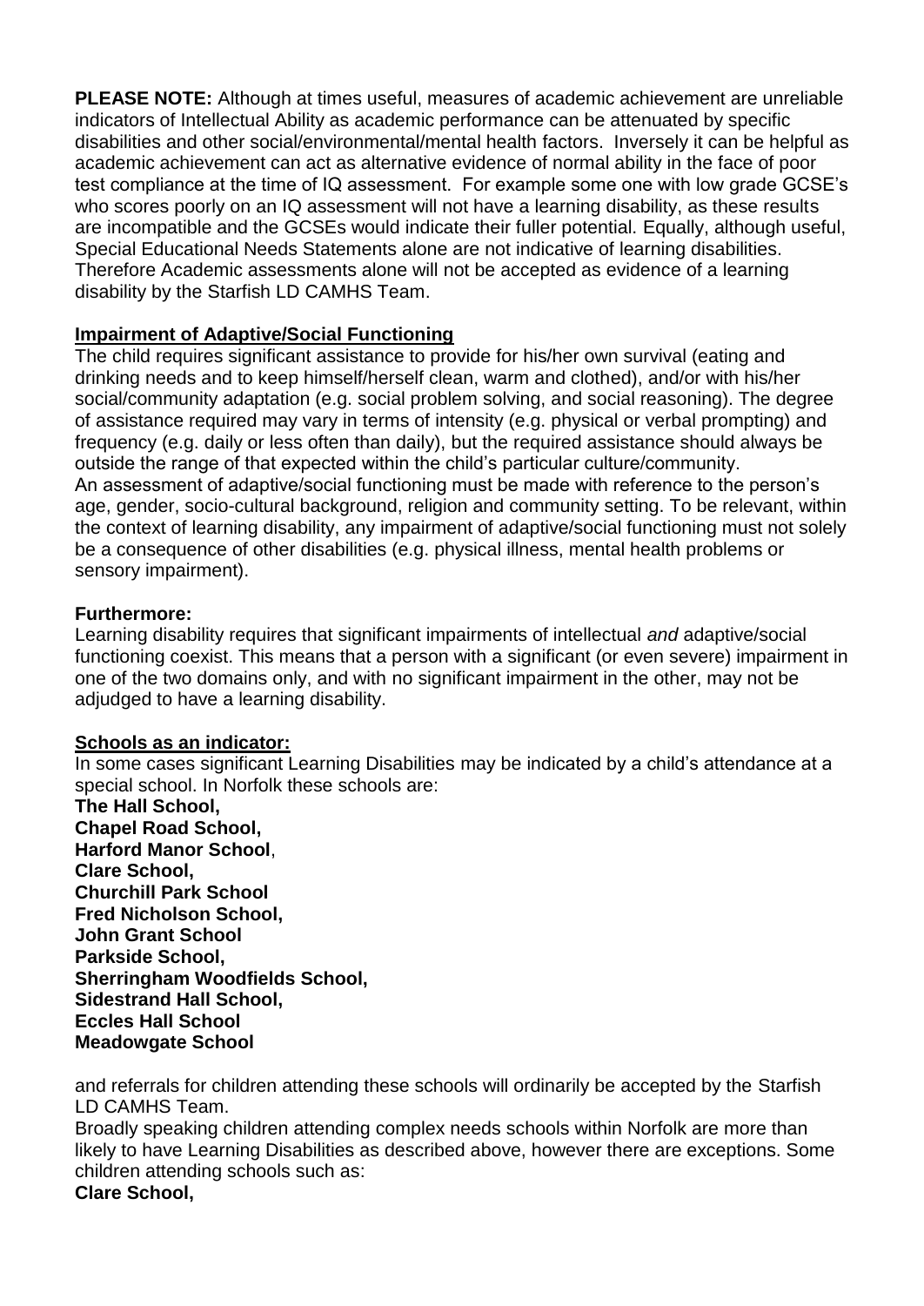**PLEASE NOTE:** Although at times useful, measures of academic achievement are unreliable indicators of Intellectual Ability as academic performance can be attenuated by specific disabilities and other social/environmental/mental health factors. Inversely it can be helpful as academic achievement can act as alternative evidence of normal ability in the face of poor test compliance at the time of IQ assessment. For example some one with low grade GCSE's who scores poorly on an IQ assessment will not have a learning disability, as these results are incompatible and the GCSEs would indicate their fuller potential. Equally, although useful, Special Educational Needs Statements alone are not indicative of learning disabilities. Therefore Academic assessments alone will not be accepted as evidence of a learning disability by the Starfish LD CAMHS Team.

**Impairment of Adaptive/Social Functioning**

The child requires significant assistance to provide for his/her own survival (eating and drinking needs and to keep himself/herself clean, warm and clothed), and/or with his/her social/community adaptation (e.g. social problem solving, and social reasoning). The degree of assistance required may vary in terms of intensity (e.g. physical or verbal prompting) and frequency (e.g. daily or less often than daily), but the required assistance should always be outside the range of that expected within the child's particular culture/community.
An assessment of adaptive/social functioning must be made with reference to the person's age, gender, socio-cultural background, religion and community setting. To be relevant, within the context of learning disability, any impairment of adaptive/social functioning must not solely be a consequence of other disabilities (e.g. physical illness, mental health problems or sensory impairment).

**Furthermore:**

Learning disability requires that significant impairments of intellectual *and* adaptive/social functioning coexist. This means that a person with a significant (or even severe) impairment in one of the two domains only, and with no significant impairment in the other, may not be adjudged to have a learning disability.

**Schools as an indicator:**

In some cases significant Learning Disabilities may be indicated by a child's attendance at a special school. In Norfolk these schools are:

**The Hall School,**
**Chapel Road School,**
**Harford Manor School**,
**Clare School,**
**Churchill Park School**
**Fred Nicholson School,**
**John Grant School**
**Parkside School,**
**Sherringham Woodfields School,**
**Sidestrand Hall School,**
**Eccles Hall School**
**Meadowgate School**

and referrals for children attending these schools will ordinarily be accepted by the Starfish LD CAMHS Team.

Broadly speaking children attending complex needs schools within Norfolk are more than likely to have Learning Disabilities as described above, however there are exceptions. Some children attending schools such as:

**Clare School,**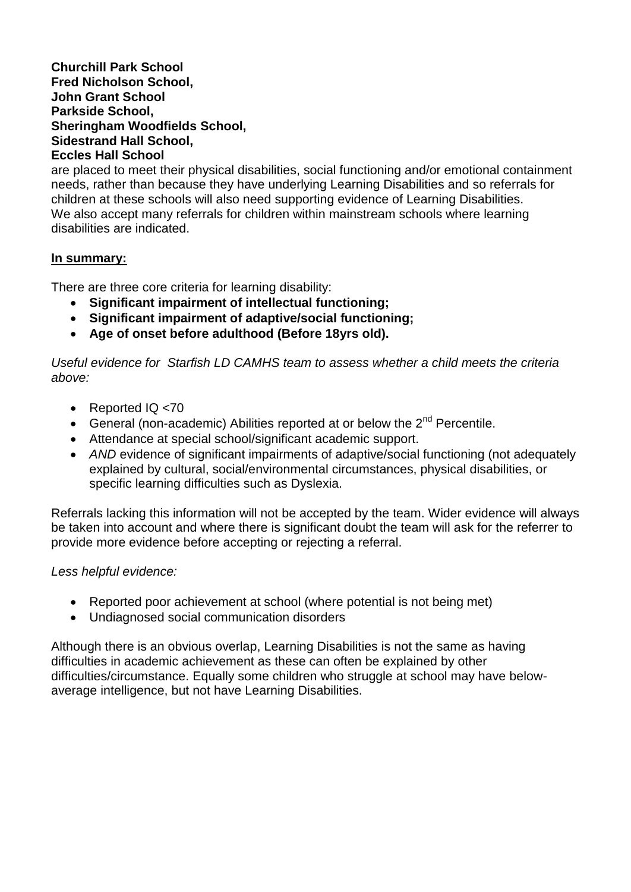**Churchill Park School**
**Fred Nicholson School,**
**John Grant School**
**Parkside School,**
**Sheringham Woodfields School,**
**Sidestrand Hall School,**
**Eccles Hall School**

are placed to meet their physical disabilities, social functioning and/or emotional containment needs, rather than because they have underlying Learning Disabilities and so referrals for children at these schools will also need supporting evidence of Learning Disabilities.
We also accept many referrals for children within mainstream schools where learning disabilities are indicated.

**In summary:**

There are three core criteria for learning disability:

- **Significant impairment of intellectual functioning;**
- **Significant impairment of adaptive/social functioning;**
- **Age of onset before adulthood (Before 18yrs old).**

*Useful evidence for Starfish LD CAMHS team to assess whether a child meets the criteria above:*

- Reported IQ <70
- General (non-academic) Abilities reported at or below the 2nd Percentile.
- Attendance at special school/significant academic support.
- *AND* evidence of significant impairments of adaptive/social functioning (not adequately explained by cultural, social/environmental circumstances, physical disabilities, or specific learning difficulties such as Dyslexia.

Referrals lacking this information will not be accepted by the team. Wider evidence will always be taken into account and where there is significant doubt the team will ask for the referrer to provide more evidence before accepting or rejecting a referral.

*Less helpful evidence:*

- Reported poor achievement at school (where potential is not being met)
- Undiagnosed social communication disorders

Although there is an obvious overlap, Learning Disabilities is not the same as having difficulties in academic achievement as these can often be explained by other difficulties/circumstance. Equally some children who struggle at school may have below-average intelligence, but not have Learning Disabilities.